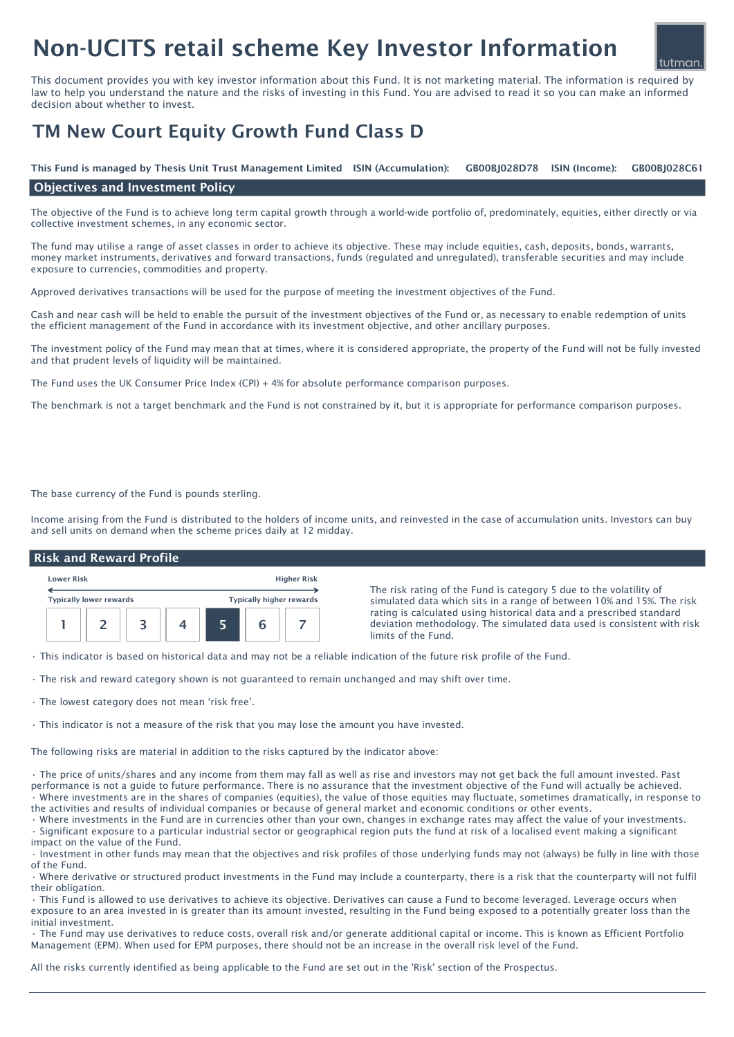# Non-UCITS retail scheme Key Investor Information

This document provides you with key investor information about this Fund. It is not marketing material. The information is required by law to help you understand the nature and the risks of investing in this Fund. You are advised to read it so you can make an informed decision about whether to invest.

## TM New Court Equity Growth Fund Class D

**This Fund is managed by Thesis Unit Trust Management Limited** **ISIN (Accumulation):** GB00BJ028D78 **ISIN (Income):** GB00BJ028C61

### Objectives and Investment Policy

The objective of the Fund is to achieve long term capital growth through a world-wide portfolio of, predominately, equities, either directly or via collective investment schemes, in any economic sector.

The fund may utilise a range of asset classes in order to achieve its objective. These may include equities, cash, deposits, bonds, warrants, money market instruments, derivatives and forward transactions, funds (regulated and unregulated), transferable securities and may include exposure to currencies, commodities and property.

Approved derivatives transactions will be used for the purpose of meeting the investment objectives of the Fund.

Cash and near cash will be held to enable the pursuit of the investment objectives of the Fund or, as necessary to enable redemption of units the efficient management of the Fund in accordance with its investment objective, and other ancillary purposes.

The investment policy of the Fund may mean that at times, where it is considered appropriate, the property of the Fund will not be fully invested and that prudent levels of liquidity will be maintained.

The Fund uses the UK Consumer Price Index (CPI) + 4% for absolute performance comparison purposes.

The benchmark is not a target benchmark and the Fund is not constrained by it, but it is appropriate for performance comparison purposes.

The base currency of the Fund is pounds sterling.

Income arising from the Fund is distributed to the holders of income units, and reinvested in the case of accumulation units. Investors can buy and sell units on demand when the scheme prices daily at 12 midday.

### Risk and Reward Profile

Lower Risk ← → Higher Risk

Typically lower rewards — Typically higher rewards

| 1 | 2 | 3 | 4 | **5** | 6 | 7 |
|---|---|---|---|---|---|---|

The risk rating of the Fund is category 5 due to the volatility of simulated data which sits in a range of between 10% and 15%. The risk rating is calculated using historical data and a prescribed standard deviation methodology. The simulated data used is consistent with risk limits of the Fund.

- This indicator is based on historical data and may not be a reliable indication of the future risk profile of the Fund.
- The risk and reward category shown is not guaranteed to remain unchanged and may shift over time.
- The lowest category does not mean 'risk free'.
- This indicator is not a measure of the risk that you may lose the amount you have invested.

The following risks are material in addition to the risks captured by the indicator above:

- The price of units/shares and any income from them may fall as well as rise and investors may not get back the full amount invested. Past performance is not a guide to future performance. There is no assurance that the investment objective of the Fund will actually be achieved.
- Where investments are in the shares of companies (equities), the value of those equities may fluctuate, sometimes dramatically, in response to the activities and results of individual companies or because of general market and economic conditions or other events.
- Where investments in the Fund are in currencies other than your own, changes in exchange rates may affect the value of your investments.
- Significant exposure to a particular industrial sector or geographical region puts the fund at risk of a localised event making a significant impact on the value of the Fund.
- Investment in other funds may mean that the objectives and risk profiles of those underlying funds may not (always) be fully in line with those of the Fund.
- Where derivative or structured product investments in the Fund may include a counterparty, there is a risk that the counterparty will not fulfil their obligation.
- This Fund is allowed to use derivatives to achieve its objective. Derivatives can cause a Fund to become leveraged. Leverage occurs when exposure to an area invested in is greater than its amount invested, resulting in the Fund being exposed to a potentially greater loss than the initial investment.
- The Fund may use derivatives to reduce costs, overall risk and/or generate additional capital or income. This is known as Efficient Portfolio Management (EPM). When used for EPM purposes, there should not be an increase in the overall risk level of the Fund.

All the risks currently identified as being applicable to the Fund are set out in the 'Risk' section of the Prospectus.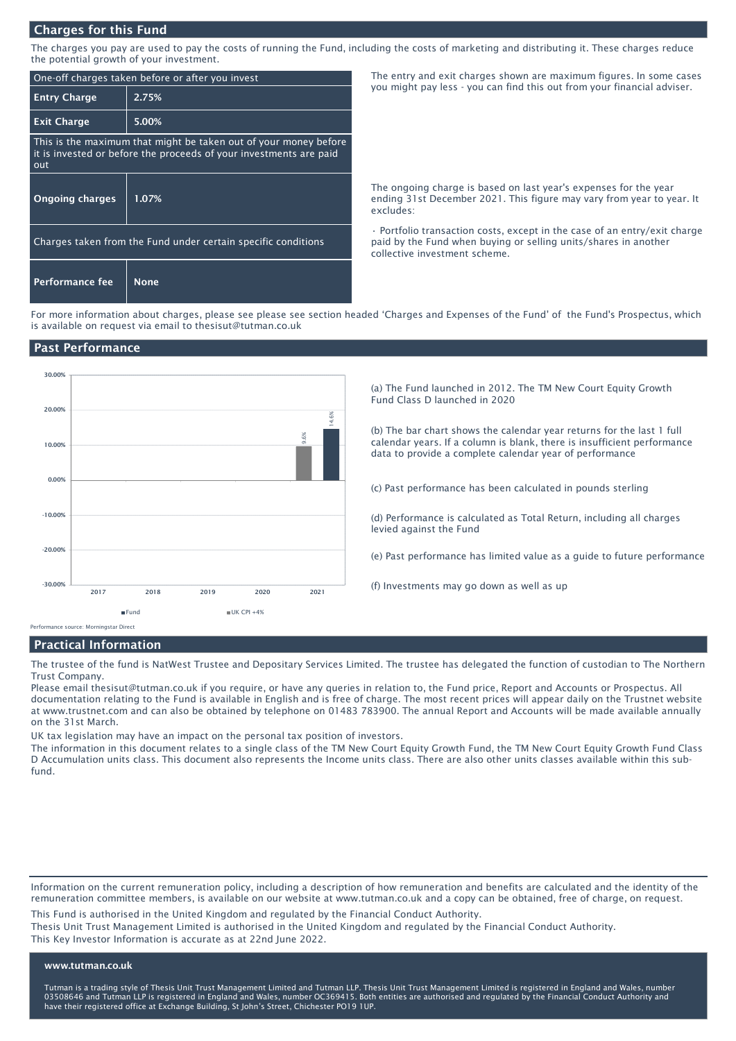## Charges for this Fund

The charges you pay are used to pay the costs of running the Fund, including the costs of marketing and distributing it. These charges reduce the potential growth of your investment.

| One-off charges taken before or after you invest | |
|---|---|
| **Entry Charge** | **2.75%** |
| **Exit Charge** | **5.00%** |
| This is the maximum that might be taken out of your money before it is invested or before the proceeds of your investments are paid out | |
| **Ongoing charges** | **1.07%** |
| Charges taken from the Fund under certain specific conditions | |
| **Performance fee** | **None** |

The entry and exit charges shown are maximum figures. In some cases you might pay less - you can find this out from your financial adviser.

The ongoing charge is based on last year's expenses for the year ending 31st December 2021. This figure may vary from year to year. It excludes:

- Portfolio transaction costs, except in the case of an entry/exit charge paid by the Fund when buying or selling units/shares in another collective investment scheme.

For more information about charges, please see please see section headed 'Charges and Expenses of the Fund' of the Fund's Prospectus, which is available on request via email to thesisut@tutman.co.uk

## Past Performance

30.00%
20.00%
10.00%
0.00%
-10.00%
-20.00%
-30.00%

2017 2018 2019 2020 2021

9.6%
14.6%

Fund
UK CPI +4%

Performance source: Morningstar Direct

(a) The Fund launched in 2012. The TM New Court Equity Growth Fund Class D launched in 2020

(b) The bar chart shows the calendar year returns for the last 1 full calendar years. If a column is blank, there is insufficient performance data to provide a complete calendar year of performance

(c) Past performance has been calculated in pounds sterling

(d) Performance is calculated as Total Return, including all charges levied against the Fund

(e) Past performance has limited value as a guide to future performance

(f) Investments may go down as well as up

## Practical Information

The trustee of the fund is NatWest Trustee and Depositary Services Limited. The trustee has delegated the function of custodian to The Northern Trust Company.

Please email thesisut@tutman.co.uk if you require, or have any queries in relation to, the Fund price, Report and Accounts or Prospectus. All documentation relating to the Fund is available in English and is free of charge. The most recent prices will appear daily on the Trustnet website at www.trustnet.com and can also be obtained by telephone on 01483 783900. The annual Report and Accounts will be made available annually on the 31st March.

UK tax legislation may have an impact on the personal tax position of investors.

The information in this document relates to a single class of the TM New Court Equity Growth Fund, the TM New Court Equity Growth Fund Class D Accumulation units class. This document also represents the Income units class. There are also other units classes available within this sub-fund.

Information on the current remuneration policy, including a description of how remuneration and benefits are calculated and the identity of the remuneration committee members, is available on our website at www.tutman.co.uk and a copy can be obtained, free of charge, on request.

This Fund is authorised in the United Kingdom and regulated by the Financial Conduct Authority.

Thesis Unit Trust Management Limited is authorised in the United Kingdom and regulated by the Financial Conduct Authority.

This Key Investor Information is accurate as at 22nd June 2022.

**www.tutman.co.uk**

Tutman is a trading style of Thesis Unit Trust Management Limited and Tutman LLP. Thesis Unit Trust Management Limited is registered in England and Wales, number 03508646 and Tutman LLP is registered in England and Wales, number OC369415. Both entities are authorised and regulated by the Financial Conduct Authority and have their registered office at Exchange Building, St John's Street, Chichester PO19 1UP.